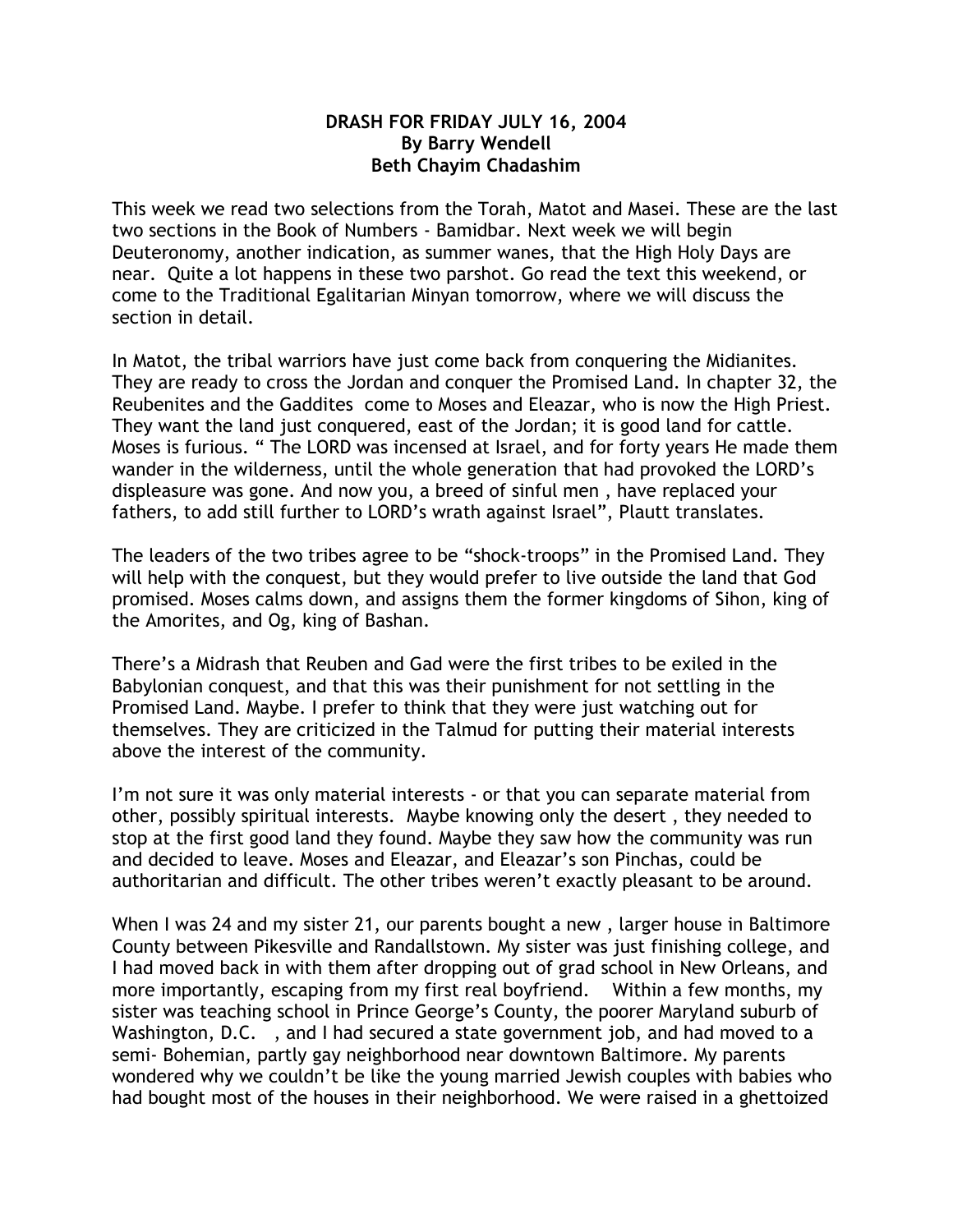**DRASH FOR FRIDAY JULY 16, 2004**
**By Barry Wendell**
**Beth Chayim Chadashim**

This week we read two selections from the Torah, Matot and Masei. These are the last two sections in the Book of Numbers - Bamidbar. Next week we will begin Deuteronomy, another indication, as summer wanes, that the High Holy Days are near. Quite a lot happens in these two parshot. Go read the text this weekend, or come to the Traditional Egalitarian Minyan tomorrow, where we will discuss the section in detail.

In Matot, the tribal warriors have just come back from conquering the Midianites. They are ready to cross the Jordan and conquer the Promised Land. In chapter 32, the Reubenites and the Gaddites come to Moses and Eleazar, who is now the High Priest. They want the land just conquered, east of the Jordan; it is good land for cattle. Moses is furious. " The LORD was incensed at Israel, and for forty years He made them wander in the wilderness, until the whole generation that had provoked the LORD's displeasure was gone. And now you, a breed of sinful men , have replaced your fathers, to add still further to LORD's wrath against Israel", Plautt translates.

The leaders of the two tribes agree to be "shock-troops" in the Promised Land. They will help with the conquest, but they would prefer to live outside the land that God promised. Moses calms down, and assigns them the former kingdoms of Sihon, king of the Amorites, and Og, king of Bashan.

There's a Midrash that Reuben and Gad were the first tribes to be exiled in the Babylonian conquest, and that this was their punishment for not settling in the Promised Land. Maybe. I prefer to think that they were just watching out for themselves. They are criticized in the Talmud for putting their material interests above the interest of the community.

I'm not sure it was only material interests - or that you can separate material from other, possibly spiritual interests. Maybe knowing only the desert , they needed to stop at the first good land they found. Maybe they saw how the community was run and decided to leave. Moses and Eleazar, and Eleazar's son Pinchas, could be authoritarian and difficult. The other tribes weren't exactly pleasant to be around.

When I was 24 and my sister 21, our parents bought a new , larger house in Baltimore County between Pikesville and Randallstown. My sister was just finishing college, and I had moved back in with them after dropping out of grad school in New Orleans, and more importantly, escaping from my first real boyfriend. Within a few months, my sister was teaching school in Prince George's County, the poorer Maryland suburb of Washington, D.C. , and I had secured a state government job, and had moved to a semi- Bohemian, partly gay neighborhood near downtown Baltimore. My parents wondered why we couldn't be like the young married Jewish couples with babies who had bought most of the houses in their neighborhood. We were raised in a ghettoized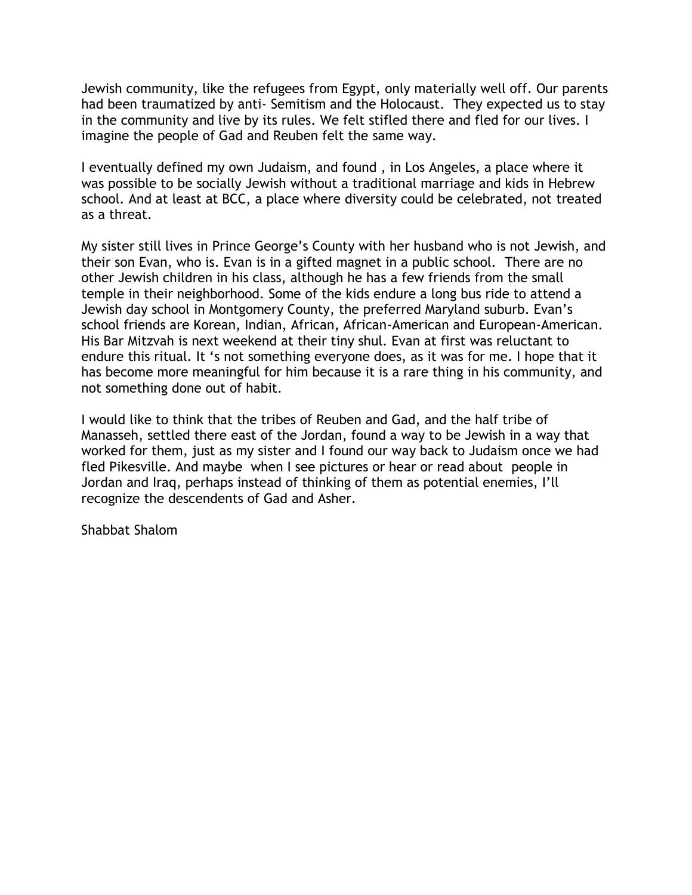Jewish community, like the refugees from Egypt, only materially well off. Our parents had been traumatized by anti- Semitism and the Holocaust. They expected us to stay in the community and live by its rules. We felt stifled there and fled for our lives. I imagine the people of Gad and Reuben felt the same way.

I eventually defined my own Judaism, and found , in Los Angeles, a place where it was possible to be socially Jewish without a traditional marriage and kids in Hebrew school. And at least at BCC, a place where diversity could be celebrated, not treated as a threat.

My sister still lives in Prince George's County with her husband who is not Jewish, and their son Evan, who is. Evan is in a gifted magnet in a public school. There are no other Jewish children in his class, although he has a few friends from the small temple in their neighborhood. Some of the kids endure a long bus ride to attend a Jewish day school in Montgomery County, the preferred Maryland suburb. Evan's school friends are Korean, Indian, African, African-American and European-American. His Bar Mitzvah is next weekend at their tiny shul. Evan at first was reluctant to endure this ritual. It 's not something everyone does, as it was for me. I hope that it has become more meaningful for him because it is a rare thing in his community, and not something done out of habit.

I would like to think that the tribes of Reuben and Gad, and the half tribe of Manasseh, settled there east of the Jordan, found a way to be Jewish in a way that worked for them, just as my sister and I found our way back to Judaism once we had fled Pikesville. And maybe when I see pictures or hear or read about people in Jordan and Iraq, perhaps instead of thinking of them as potential enemies, I'll recognize the descendents of Gad and Asher.

Shabbat Shalom